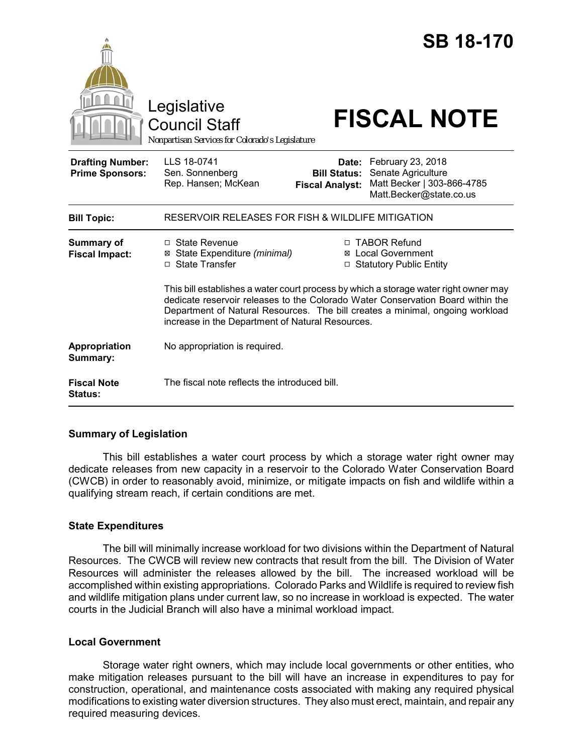# SB 18-170

Legislative Council Staff

*Nonpartisan Services for Colorado's Legislature*

# FISCAL NOTE

| | | | |
|---|---|---|---|
| **Drafting Number:** | LLS 18-0741 | **Date:** | February 23, 2018 |
| **Prime Sponsors:** | Sen. Sonnenberg | **Bill Status:** | Senate Agriculture |
| | Rep. Hansen; McKean | **Fiscal Analyst:** | Matt Becker \| 303-866-4785 Matt.Becker@state.co.us |

| | |
|---|---|
| **Bill Topic:** | RESERVOIR RELEASES FOR FISH & WILDLIFE MITIGATION |
| **Summary of Fiscal Impact:** | ☐ State Revenue<br>☒ State Expenditure *(minimal)*<br>☐ State Transfer<br>☐ TABOR Refund<br>☒ Local Government<br>☐ Statutory Public Entity<br><br>This bill establishes a water court process by which a storage water right owner may dedicate reservoir releases to the Colorado Water Conservation Board within the Department of Natural Resources. The bill creates a minimal, ongoing workload increase in the Department of Natural Resources. |
| **Appropriation Summary:** | No appropriation is required. |
| **Fiscal Note Status:** | The fiscal note reflects the introduced bill. |

## Summary of Legislation

This bill establishes a water court process by which a storage water right owner may dedicate releases from new capacity in a reservoir to the Colorado Water Conservation Board (CWCB) in order to reasonably avoid, minimize, or mitigate impacts on fish and wildlife within a qualifying stream reach, if certain conditions are met.

## State Expenditures

The bill will minimally increase workload for two divisions within the Department of Natural Resources. The CWCB will review new contracts that result from the bill. The Division of Water Resources will administer the releases allowed by the bill. The increased workload will be accomplished within existing appropriations. Colorado Parks and Wildlife is required to review fish and wildlife mitigation plans under current law, so no increase in workload is expected. The water courts in the Judicial Branch will also have a minimal workload impact.

## Local Government

Storage water right owners, which may include local governments or other entities, who make mitigation releases pursuant to the bill will have an increase in expenditures to pay for construction, operational, and maintenance costs associated with making any required physical modifications to existing water diversion structures. They also must erect, maintain, and repair any required measuring devices.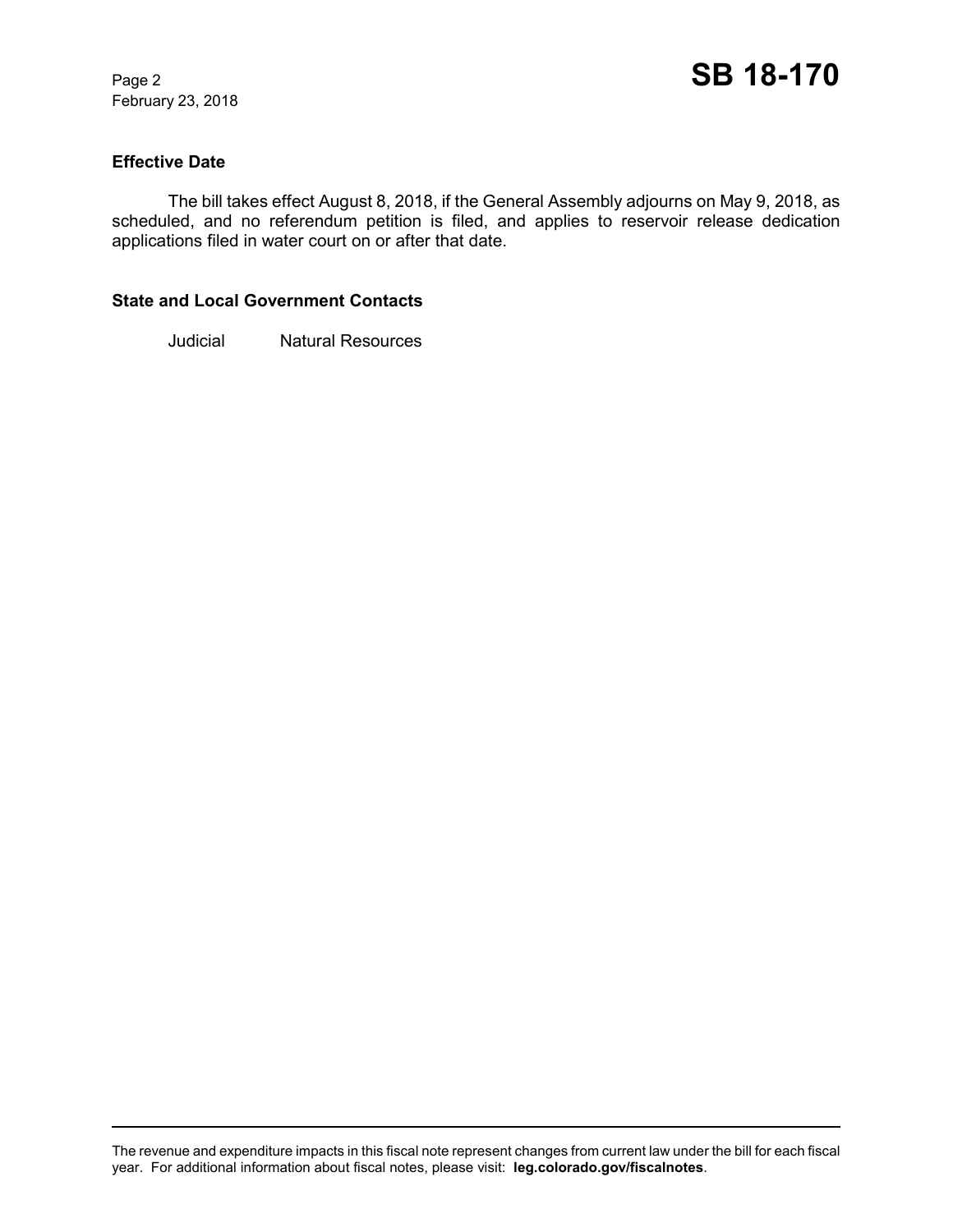## Effective Date

The bill takes effect August 8, 2018, if the General Assembly adjourns on May 9, 2018, as scheduled, and no referendum petition is filed, and applies to reservoir release dedication applications filed in water court on or after that date.

## State and Local Government Contacts

Judicial Natural Resources

The revenue and expenditure impacts in this fiscal note represent changes from current law under the bill for each fiscal year. For additional information about fiscal notes, please visit: **leg.colorado.gov/fiscalnotes**.